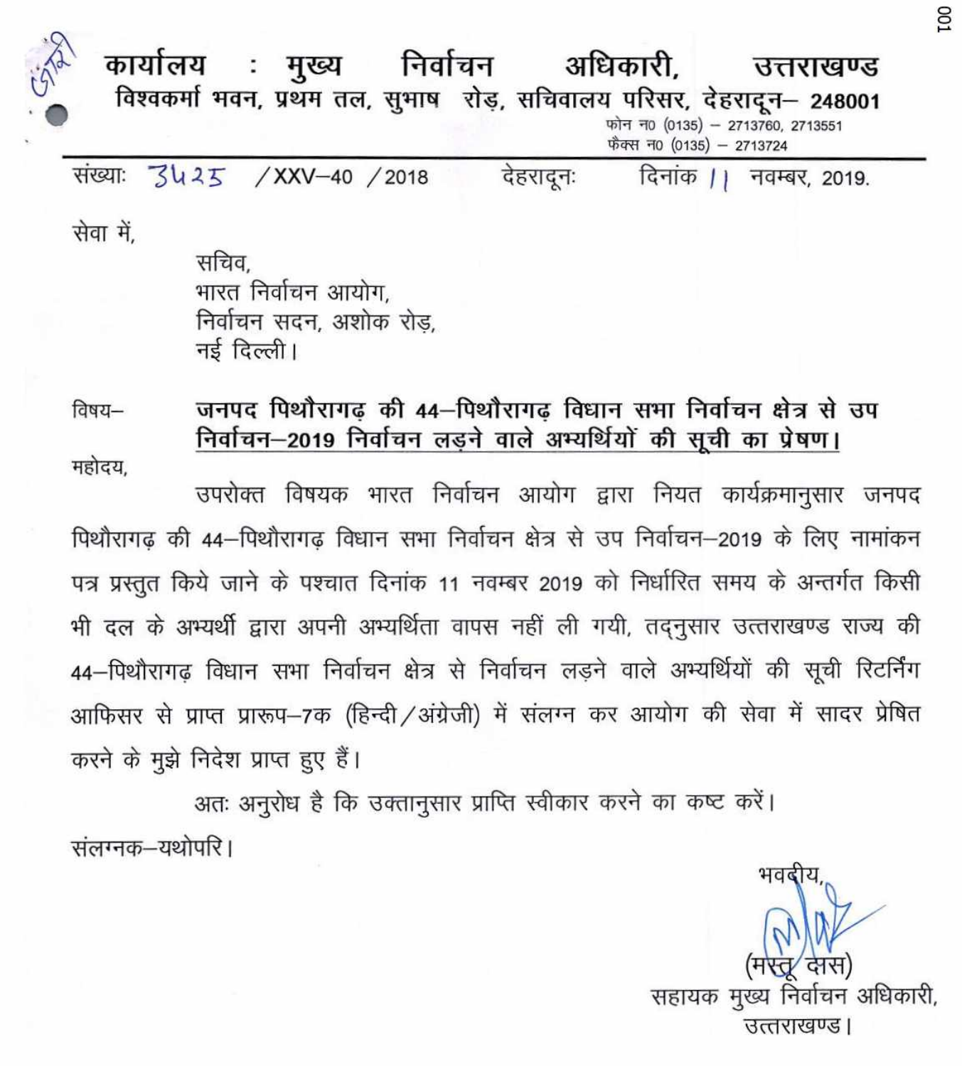# कार्यालय : मुख्य निर्वाचन अधिकारी, उत्तराखण्ड

**विश्वकर्मा भवन, प्रथम तल, सुभाष रोड़, सचिवालय परिसर, देहरादून– 248001**

फोन न0 (0135) – 2713760, 2713551
फैक्स न0 (0135) – 2713724

संख्याः 3425 /XXV–40 /2018 देहरादूनः दिनांक 11 नवम्बर, 2019.

सेवा में,

सचिव,
भारत निर्वाचन आयोग,
निर्वाचन सदन, अशोक रोड़,
नई दिल्ली।

विषय– **जनपद पिथौरागढ़ की 44–पिथौरागढ़ विधान सभा निर्वाचन क्षेत्र से उप निर्वाचन–2019 निर्वाचन लड़ने वाले अभ्यर्थियों की सूची का प्रेषण।**

महोदय,

उपरोक्त विषयक भारत निर्वाचन आयोग द्वारा नियत कार्यक्रमानुसार जनपद पिथौरागढ़ की 44–पिथौरागढ़ विधान सभा निर्वाचन क्षेत्र से उप निर्वाचन–2019 के लिए नामांकन पत्र प्रस्तुत किये जाने के पश्चात दिनांक 11 नवम्बर 2019 को निर्धारित समय के अन्तर्गत किसी भी दल के अभ्यर्थी द्वारा अपनी अभ्यर्थिता वापस नहीं ली गयी, तद्नुसार उत्तराखण्ड राज्य की 44–पिथौरागढ़ विधान सभा निर्वाचन क्षेत्र से निर्वाचन लड़ने वाले अभ्यर्थियों की सूची रिटर्निंग आफिसर से प्राप्त प्रारूप–7क (हिन्दी/अंग्रेजी) में संलग्न कर आयोग की सेवा में सादर प्रेषित करने के मुझे निदेश प्राप्त हुए हैं।

अतः अनुरोध है कि उक्तानुसार प्राप्ति स्वीकार करने का कष्ट करें।

संलग्नक–यथोपरि।

भवदीय,

(मस्तू दास)
सहायक मुख्य निर्वाचन अधिकारी,
उत्तराखण्ड।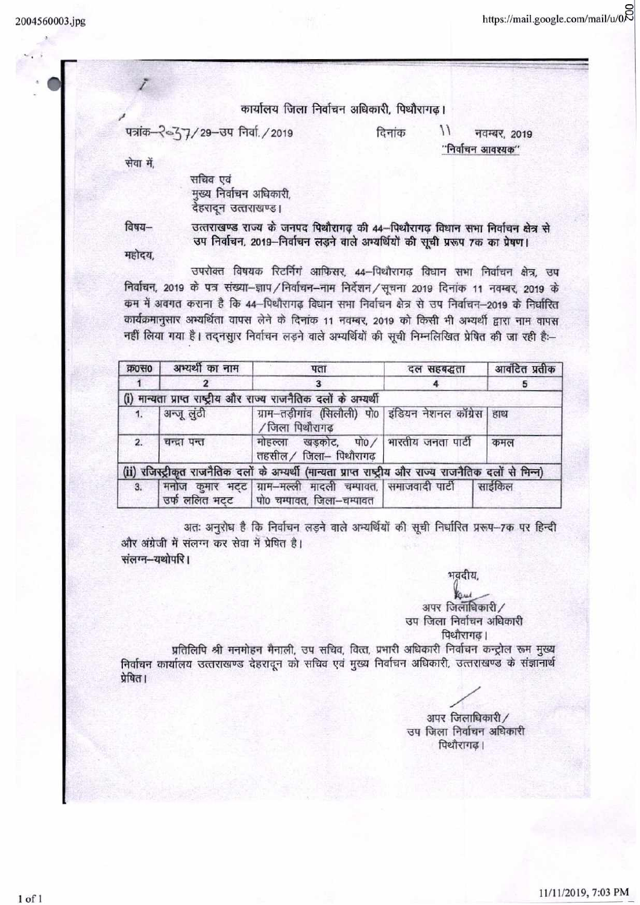कार्यालय जिला निर्वाचन अधिकारी, पिथौरागढ़।

पत्रांक–2037/29–उप निर्वा./2019 दिनांक 11 नवम्बर, 2019

**"निर्वाचन आवश्यक"**

सेवा में,

सचिव एवं
मुख्य निर्वाचन अधिकारी,
देहरादून उत्तराखण्ड।

विषय– **उत्तराखण्ड राज्य के जनपद पिथौरागढ़ की 44–पिथौरागढ़ विधान सभा निर्वाचन क्षेत्र से उप निर्वाचन, 2019–निर्वाचन लड़ने वाले अभ्यर्थियों की सूची प्ररूप 7क का प्रेषण।**

महोदय,

उपरोक्त विषयक रिटर्निंग आफिसर, 44–पिथौरागढ़ विधान सभा निर्वाचन क्षेत्र, उप निर्वाचन, 2019 के पत्र संख्या–ज्ञाप/निर्वाचन–नाम निर्देशन/सूचना 2019 दिनांक 11 नवम्बर, 2019 के क्रम में अवगत कराना है कि 44–पिथौरागढ़ विधान सभा निर्वाचन क्षेत्र से उप निर्वाचन–2019 के निर्धारित कार्यक्रमानुसार अभ्यर्थिता वापस लेने के दिनांक 11 नवम्बर, 2019 को किसी भी अभ्यर्थी द्वारा नाम वापस नहीं लिया गया है। तद्नसुार निर्वाचन लड़ने वाले अभ्यर्थियों की सूची निम्नलिखित प्रेषित की जा रही है:–

| क्र0स0 | अभ्यर्थी का नाम | पता | दल सहबद्धता | आवंटित प्रतीक |
|---|---|---|---|---|
| 1 | 2 | 3 | 4 | 5 |
| **(i) मान्यता प्राप्त राष्ट्रीय और राज्य राजनैतिक दलों के अभ्यर्थी** | | | | |
| 1. | अन्जू लुंठी | ग्राम–तड़ीगांव (सिलौली) पो0 /जिला पिथौरागढ़ | इंडियन नेशनल कॉग्रेस | हाथ |
| 2. | चन्द्रा पन्त | मोहल्ला खड़कोट, पो0/ तहसील/ जिला– पिथौरागढ़ | भारतीय जनता पार्टी | कमल |
| **(ii) रजिस्ट्रीकृत राजनैतिक दलों के अभ्यर्थी (मान्यता प्राप्त राष्ट्रीय और राज्य राजनैतिक दलों से भिन्न)** | | | | |
| 3. | मनोज कुमार भट्ट उर्फ ललित भट्ट | ग्राम–मल्ली मादली चम्पावत, पो0 चम्पावत, जिला–चम्पावत | समाजवादी पार्टी | साईकिल |

अतः अनुरोध है कि निर्वाचन लड़ने वाले अभ्यर्थियों की सूची निर्धारित प्ररूप–7क पर हिन्दी और अंग्रेजी में संलग्न कर सेवा में प्रेषित है।

संलग्न–यथोपरि।

भवदीय,

अपर जिलाधिकारी/
उप जिला निर्वाचन अधिकारी
पिथौरागढ़।

प्रतिलिपि श्री मनमोहन मैनाली, उप सचिव, वित्त, प्रभारी अधिकारी निर्वाचन कन्ट्रोल रूम मुख्य निर्वाचन कार्यालय उत्तराखण्ड देहरादून को सचिव एवं मुख्य निर्वाचन अधिकारी, उत्तराखण्ड के संज्ञानार्थ प्रेषित।

अपर जिलाधिकारी/
उप जिला निर्वाचन अधिकारी
पिथौरागढ़।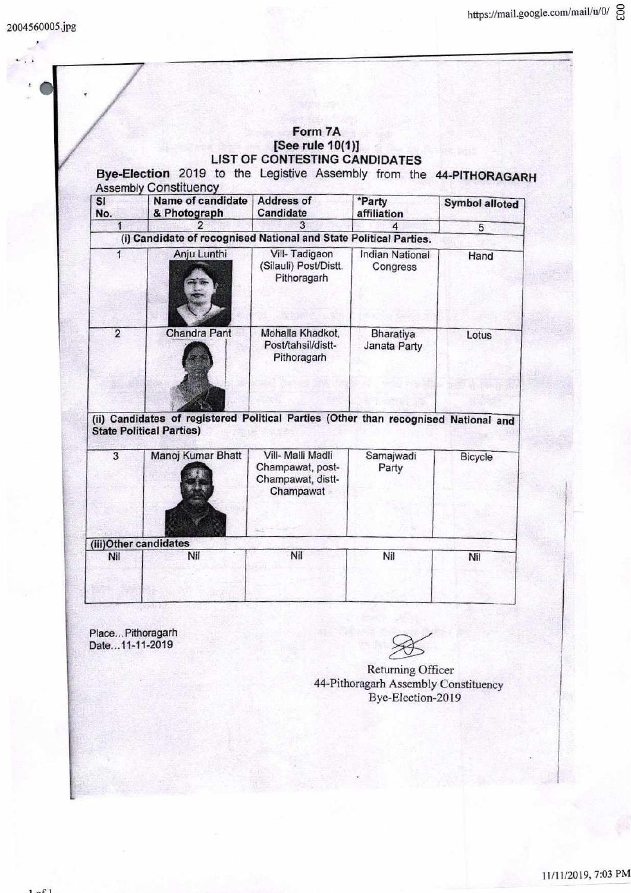# Form 7A
## [See rule 10(1)]
## LIST OF CONTESTING CANDIDATES

**Bye-Election** 2019 to the Legistive Assembly from the **44-PITHORAGARH** Assembly Constituency

| Sl No. | Name of candidate & Photograph | Address of Candidate | *Party affiliation | Symbol alloted |
|---|---|---|---|---|
| 1 | 2 | 3 | 4 | 5 |
| **(i) Candidate of recognised National and State Political Parties.** | | | | |
| 1 | Anju Lunthi | Vill- Tadigaon (Silauli) Post/Distt. Pithoragarh | Indian National Congress | Hand |
| 2 | Chandra Pant | Mohalla Khadkot, Post/tahsil/distt-Pithoragarh | Bharatiya Janata Party | Lotus |
| **(ii) Candidates of registered Political Parties (Other than recognised National and State Political Parties)** | | | | |
| 3 | Manoj Kumar Bhatt | Vill- Malli Madli Champawat, post-Champawat, distt-Champawat | Samajwadi Party | Bicycle |
| **(iii)Other candidates** | | | | |
| Nil | Nil | Nil | Nil | Nil |

Place...Pithoragarh
Date...11-11-2019

Returning Officer
44-Pithoragarh Assembly Constituency
Bye-Election-2019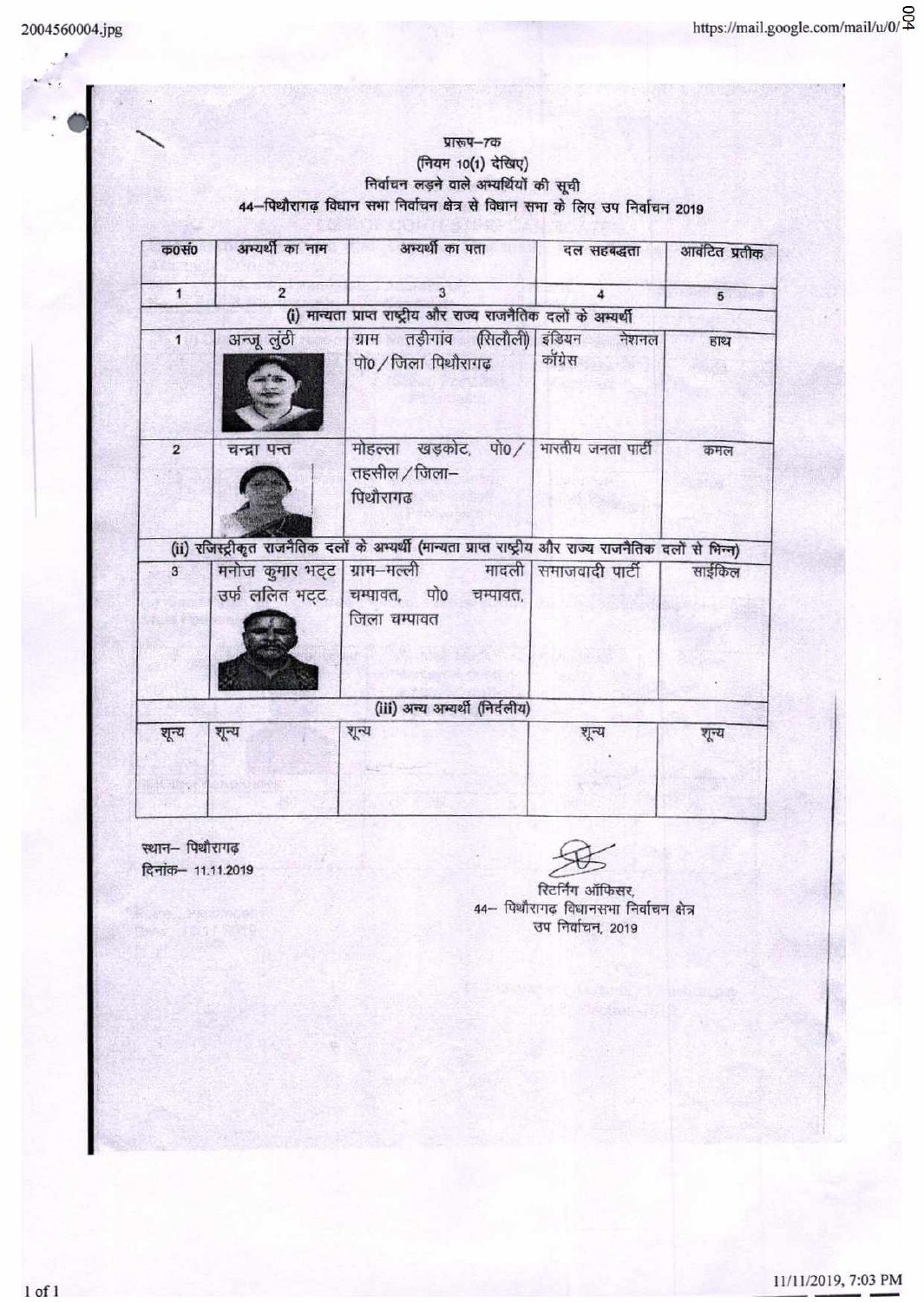प्रारूप–7क

(नियम 10(1) देखिए)

निर्वाचन लड़ने वाले अभ्यर्थियों की सूची

44–पिथौरागढ़ विधान सभा निर्वाचन क्षेत्र से विधान सभा के लिए उप निर्वाचन 2019

| क्र0सं0 | अभ्यर्थी का नाम | अभ्यर्थी का पता | दल सहबद्धता | आवंटित प्रतीक |
|---|---|---|---|---|
| 1 | 2 | 3 | 4 | 5 |
| (i) मान्यता प्राप्त राष्ट्रीय और राज्य राजनैतिक दलों के अभ्यर्थी | | | | |
| 1 | अन्जू लुंठी | ग्राम तड़ीगांव (सिलौली) पो0 / जिला पिथौरागढ़ | इंडियन नेशनल कॉग्रेस | हाथ |
| 2 | चन्द्रा पन्त | मोहल्ला खड़कोट, पो0 / तहसील / जिला– पिथौरागढ | भारतीय जनता पार्टी | कमल |
| (ii) रजिस्ट्रीकृत राजनैतिक दलों के अभ्यर्थी (मान्यता प्राप्त राष्ट्रीय और राज्य राजनैतिक दलों से भिन्न) | | | | |
| 3 | मनोज कुमार भट्ट उर्फ ललित भट्ट | ग्राम–मल्ली मादली चम्पावत, पो0 चम्पावत, जिला चम्पावत | समाजवादी पार्टी | साईकिल |
| (iii) अन्य अभ्यर्थी (निर्दलीय) | | | | |
| शून्य | शून्य | शून्य | शून्य | शून्य |

स्थान– पिथौरागढ़

दिनांक– 11.11.2019

रिटर्निंग ऑफिसर,

44– पिथौरागढ़ विधानसभा निर्वाचन क्षेत्र

उप निर्वाचन, 2019